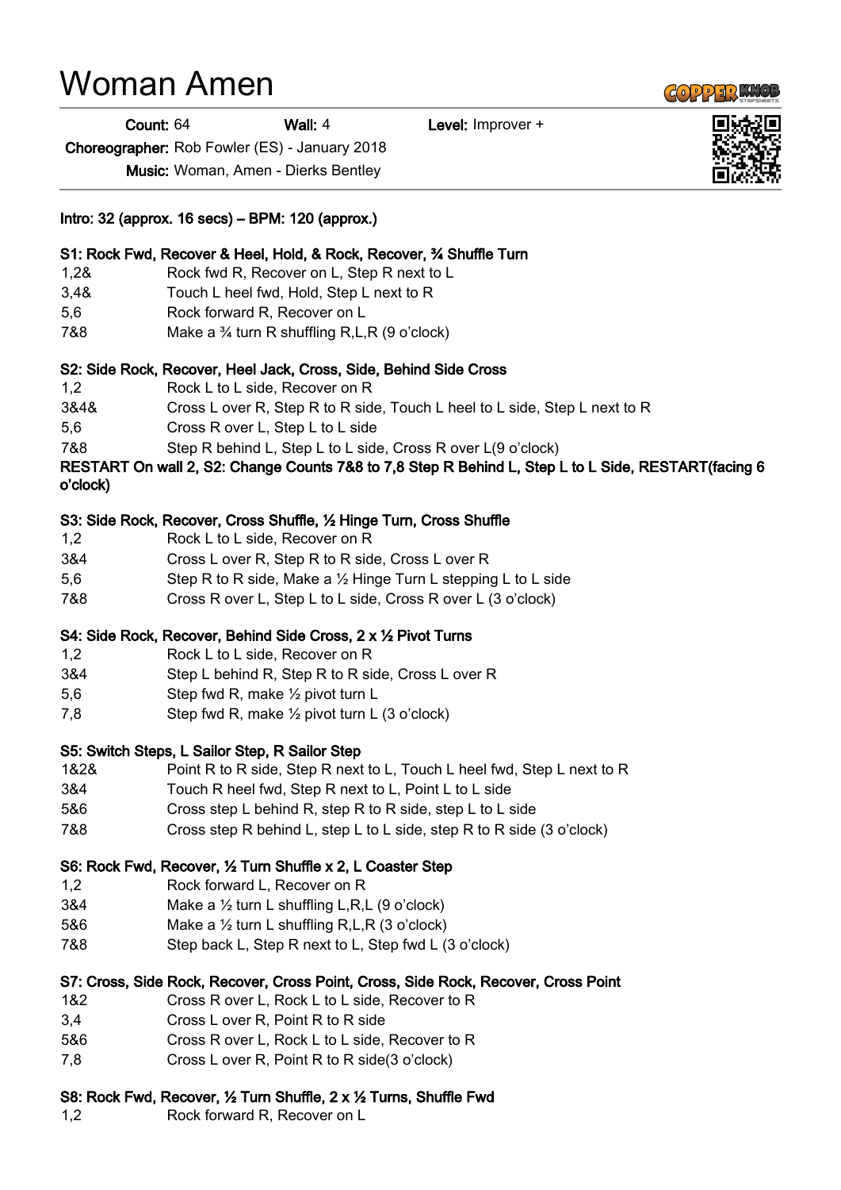# Woman Amen

**Count:** 64 **Wall:** 4 **Level:** Improver +

**Choreographer:** Rob Fowler (ES) - January 2018

**Music:** Woman, Amen - Dierks Bentley

**Intro: 32 (approx. 16 secs) – BPM: 120 (approx.)**

**S1: Rock Fwd, Recover & Heel, Hold, & Rock, Recover, ¾ Shuffle Turn**

| | |
|---|---|
| 1,2& | Rock fwd R, Recover on L, Step R next to L |
| 3,4& | Touch L heel fwd, Hold, Step L next to R |
| 5,6 | Rock forward R, Recover on L |
| 7&8 | Make a ¾ turn R shuffling R,L,R (9 o'clock) |

**S2: Side Rock, Recover, Heel Jack, Cross, Side, Behind Side Cross**

| | |
|---|---|
| 1,2 | Rock L to L side, Recover on R |
| 3&4& | Cross L over R, Step R to R side, Touch L heel to L side, Step L next to R |
| 5,6 | Cross R over L, Step L to L side |
| 7&8 | Step R behind L, Step L to L side, Cross R over L(9 o'clock) |

**RESTART On wall 2, S2: Change Counts 7&8 to 7,8 Step R Behind L, Step L to L Side, RESTART(facing 6 o'clock)**

**S3: Side Rock, Recover, Cross Shuffle, ½ Hinge Turn, Cross Shuffle**

| | |
|---|---|
| 1,2 | Rock L to L side, Recover on R |
| 3&4 | Cross L over R, Step R to R side, Cross L over R |
| 5,6 | Step R to R side, Make a ½ Hinge Turn L stepping L to L side |
| 7&8 | Cross R over L, Step L to L side, Cross R over L (3 o'clock) |

**S4: Side Rock, Recover, Behind Side Cross, 2 x ½ Pivot Turns**

| | |
|---|---|
| 1,2 | Rock L to L side, Recover on R |
| 3&4 | Step L behind R, Step R to R side, Cross L over R |
| 5,6 | Step fwd R, make ½ pivot turn L |
| 7,8 | Step fwd R, make ½ pivot turn L (3 o'clock) |

**S5: Switch Steps, L Sailor Step, R Sailor Step**

| | |
|---|---|
| 1&2& | Point R to R side, Step R next to L, Touch L heel fwd, Step L next to R |
| 3&4 | Touch R heel fwd, Step R next to L, Point L to L side |
| 5&6 | Cross step L behind R, step R to R side, step L to L side |
| 7&8 | Cross step R behind L, step L to L side, step R to R side (3 o'clock) |

**S6: Rock Fwd, Recover, ½ Turn Shuffle x 2, L Coaster Step**

| | |
|---|---|
| 1,2 | Rock forward L, Recover on R |
| 3&4 | Make a ½ turn L shuffling L,R,L (9 o'clock) |
| 5&6 | Make a ½ turn L shuffling R,L,R (3 o'clock) |
| 7&8 | Step back L, Step R next to L, Step fwd L (3 o'clock) |

**S7: Cross, Side Rock, Recover, Cross Point, Cross, Side Rock, Recover, Cross Point**

| | |
|---|---|
| 1&2 | Cross R over L, Rock L to L side, Recover to R |
| 3,4 | Cross L over R, Point R to R side |
| 5&6 | Cross R over L, Rock L to L side, Recover to R |
| 7,8 | Cross L over R, Point R to R side(3 o'clock) |

**S8: Rock Fwd, Recover, ½ Turn Shuffle, 2 x ½ Turns, Shuffle Fwd**

| | |
|---|---|
| 1,2 | Rock forward R, Recover on L |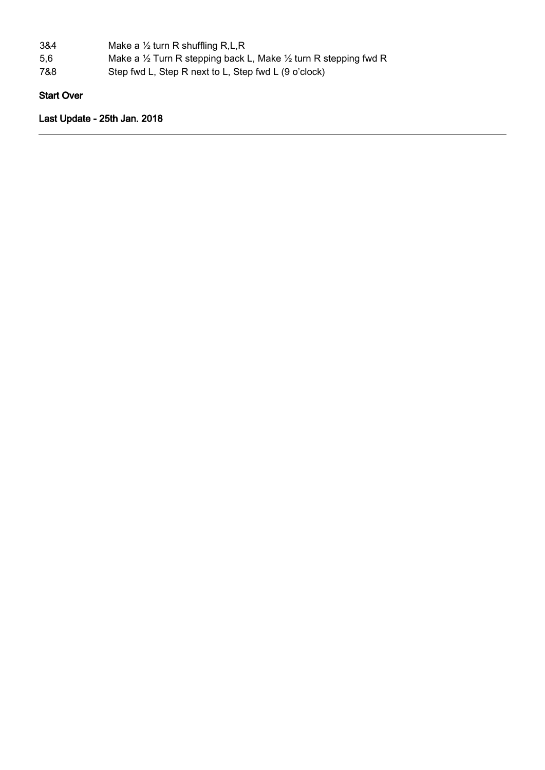| | |
|---|---|
| 3&4 | Make a ½ turn R shuffling R,L,R |
| 5,6 | Make a ½ Turn R stepping back L, Make ½ turn R stepping fwd R |
| 7&8 | Step fwd L, Step R next to L, Step fwd L (9 o'clock) |

**Start Over**

**Last Update - 25th Jan. 2018**

---